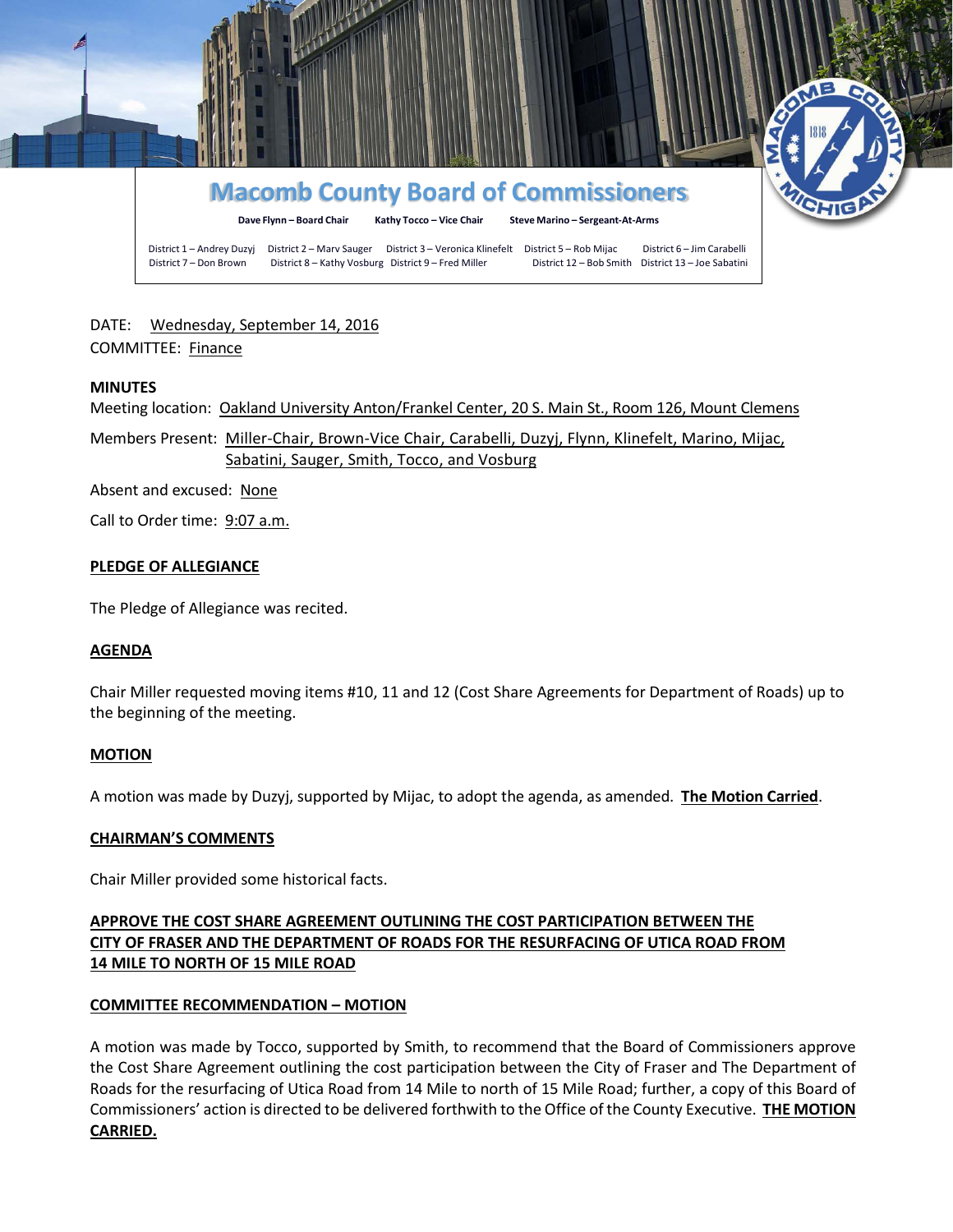# Macomb County Board of Commissioners

**Dave Flynn – Board Chair** **Kathy Tocco – Vice Chair** **Steve Marino – Sergeant-At-Arms**

District 1 – Andrey Duzyj District 2 – Marv Sauger District 3 – Veronica Klinefelt District 5 – Rob Mijac District 6 – Jim Carabelli
District 7 – Don Brown District 8 – Kathy Vosburg District 9 – Fred Miller District 12 – Bob Smith District 13 – Joe Sabatini

DATE: Wednesday, September 14, 2016
COMMITTEE: Finance

**MINUTES**

Meeting location: Oakland University Anton/Frankel Center, 20 S. Main St., Room 126, Mount Clemens

Members Present: Miller-Chair, Brown-Vice Chair, Carabelli, Duzyj, Flynn, Klinefelt, Marino, Mijac, Sabatini, Sauger, Smith, Tocco, and Vosburg

Absent and excused: None

Call to Order time: 9:07 a.m.

**PLEDGE OF ALLEGIANCE**

The Pledge of Allegiance was recited.

**AGENDA**

Chair Miller requested moving items #10, 11 and 12 (Cost Share Agreements for Department of Roads) up to the beginning of the meeting.

**MOTION**

A motion was made by Duzyj, supported by Mijac, to adopt the agenda, as amended. **The Motion Carried**.

**CHAIRMAN'S COMMENTS**

Chair Miller provided some historical facts.

**APPROVE THE COST SHARE AGREEMENT OUTLINING THE COST PARTICIPATION BETWEEN THE CITY OF FRASER AND THE DEPARTMENT OF ROADS FOR THE RESURFACING OF UTICA ROAD FROM 14 MILE TO NORTH OF 15 MILE ROAD**

**COMMITTEE RECOMMENDATION – MOTION**

A motion was made by Tocco, supported by Smith, to recommend that the Board of Commissioners approve the Cost Share Agreement outlining the cost participation between the City of Fraser and The Department of Roads for the resurfacing of Utica Road from 14 Mile to north of 15 Mile Road; further, a copy of this Board of Commissioners' action is directed to be delivered forthwith to the Office of the County Executive. **THE MOTION CARRIED.**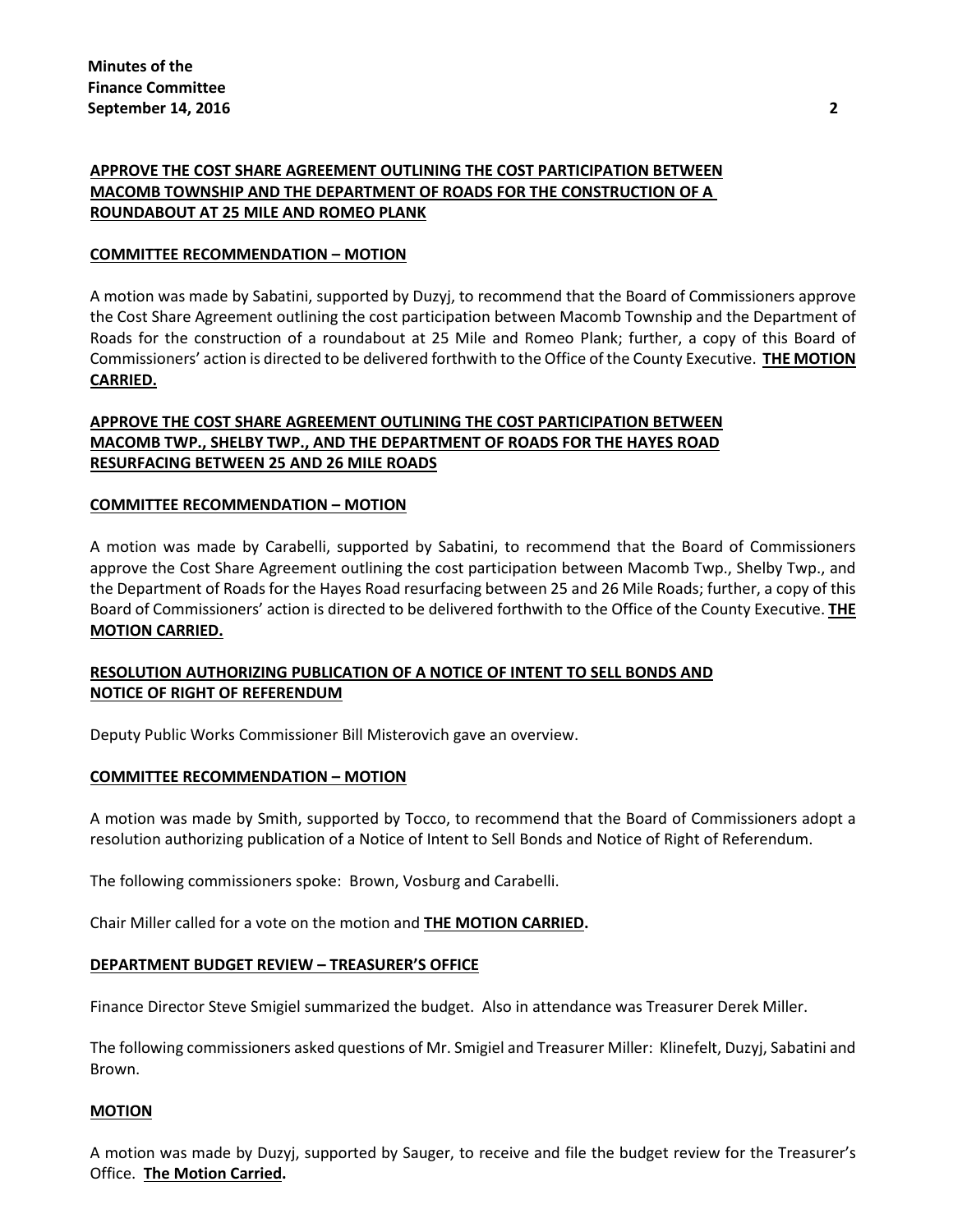**APPROVE THE COST SHARE AGREEMENT OUTLINING THE COST PARTICIPATION BETWEEN MACOMB TOWNSHIP AND THE DEPARTMENT OF ROADS FOR THE CONSTRUCTION OF A ROUNDABOUT AT 25 MILE AND ROMEO PLANK**

**COMMITTEE RECOMMENDATION – MOTION**

A motion was made by Sabatini, supported by Duzyj, to recommend that the Board of Commissioners approve the Cost Share Agreement outlining the cost participation between Macomb Township and the Department of Roads for the construction of a roundabout at 25 Mile and Romeo Plank; further, a copy of this Board of Commissioners' action is directed to be delivered forthwith to the Office of the County Executive. **THE MOTION CARRIED.**

**APPROVE THE COST SHARE AGREEMENT OUTLINING THE COST PARTICIPATION BETWEEN MACOMB TWP., SHELBY TWP., AND THE DEPARTMENT OF ROADS FOR THE HAYES ROAD RESURFACING BETWEEN 25 AND 26 MILE ROADS**

**COMMITTEE RECOMMENDATION – MOTION**

A motion was made by Carabelli, supported by Sabatini, to recommend that the Board of Commissioners approve the Cost Share Agreement outlining the cost participation between Macomb Twp., Shelby Twp., and the Department of Roads for the Hayes Road resurfacing between 25 and 26 Mile Roads; further, a copy of this Board of Commissioners' action is directed to be delivered forthwith to the Office of the County Executive. **THE MOTION CARRIED.**

**RESOLUTION AUTHORIZING PUBLICATION OF A NOTICE OF INTENT TO SELL BONDS AND NOTICE OF RIGHT OF REFERENDUM**

Deputy Public Works Commissioner Bill Misterovich gave an overview.

**COMMITTEE RECOMMENDATION – MOTION**

A motion was made by Smith, supported by Tocco, to recommend that the Board of Commissioners adopt a resolution authorizing publication of a Notice of Intent to Sell Bonds and Notice of Right of Referendum.

The following commissioners spoke: Brown, Vosburg and Carabelli.

Chair Miller called for a vote on the motion and **THE MOTION CARRIED.**

**DEPARTMENT BUDGET REVIEW – TREASURER'S OFFICE**

Finance Director Steve Smigiel summarized the budget. Also in attendance was Treasurer Derek Miller.

The following commissioners asked questions of Mr. Smigiel and Treasurer Miller: Klinefelt, Duzyj, Sabatini and Brown.

**MOTION**

A motion was made by Duzyj, supported by Sauger, to receive and file the budget review for the Treasurer's Office. **The Motion Carried.**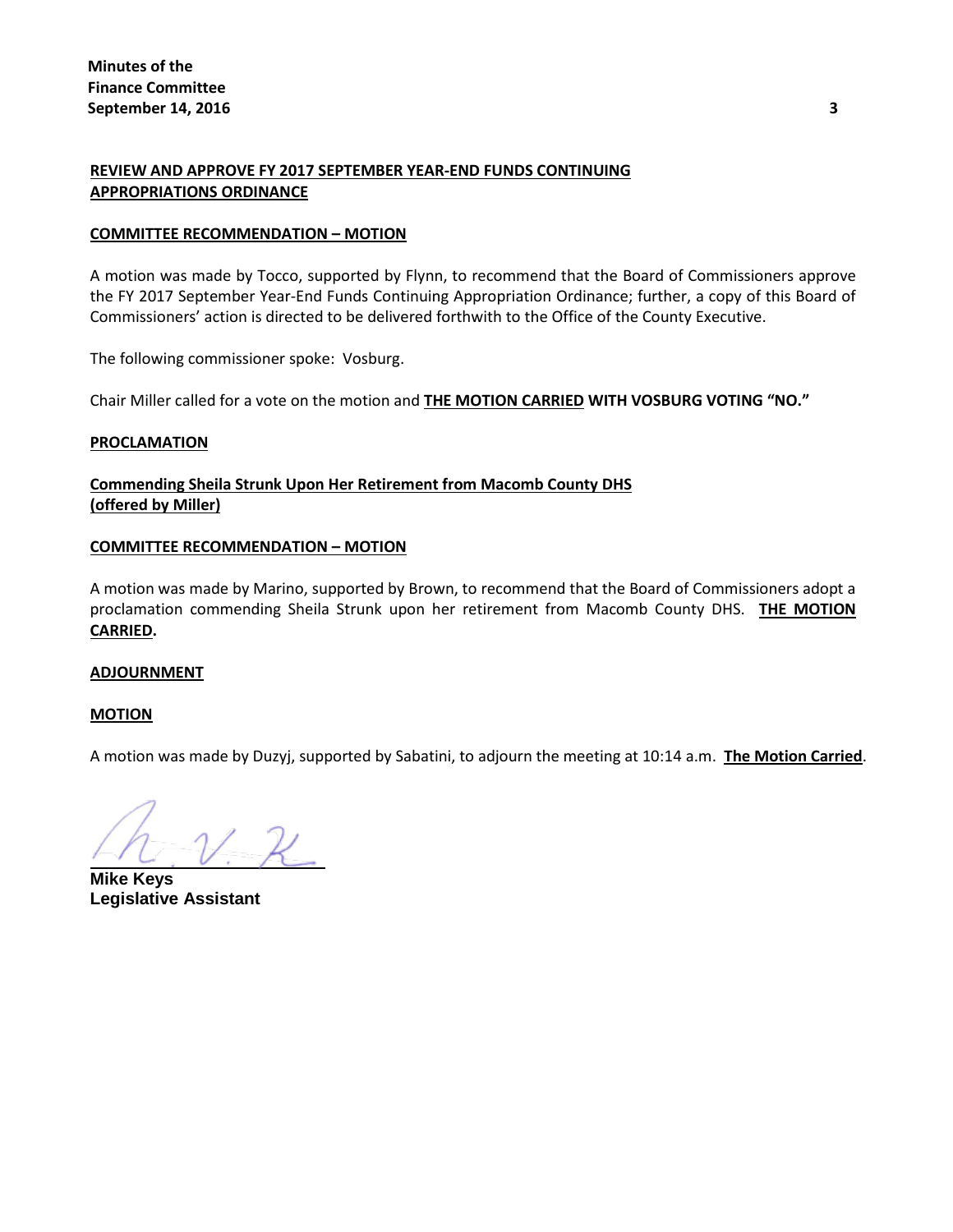**REVIEW AND APPROVE FY 2017 SEPTEMBER YEAR-END FUNDS CONTINUING APPROPRIATIONS ORDINANCE**

**COMMITTEE RECOMMENDATION – MOTION**

A motion was made by Tocco, supported by Flynn, to recommend that the Board of Commissioners approve the FY 2017 September Year-End Funds Continuing Appropriation Ordinance; further, a copy of this Board of Commissioners' action is directed to be delivered forthwith to the Office of the County Executive.

The following commissioner spoke: Vosburg.

Chair Miller called for a vote on the motion and **THE MOTION CARRIED WITH VOSBURG VOTING "NO."**

**PROCLAMATION**

**Commending Sheila Strunk Upon Her Retirement from Macomb County DHS (offered by Miller)**

**COMMITTEE RECOMMENDATION – MOTION**

A motion was made by Marino, supported by Brown, to recommend that the Board of Commissioners adopt a proclamation commending Sheila Strunk upon her retirement from Macomb County DHS. **THE MOTION CARRIED.**

**ADJOURNMENT**

**MOTION**

A motion was made by Duzyj, supported by Sabatini, to adjourn the meeting at 10:14 a.m. **The Motion Carried**.

**Mike Keys**
**Legislative Assistant**